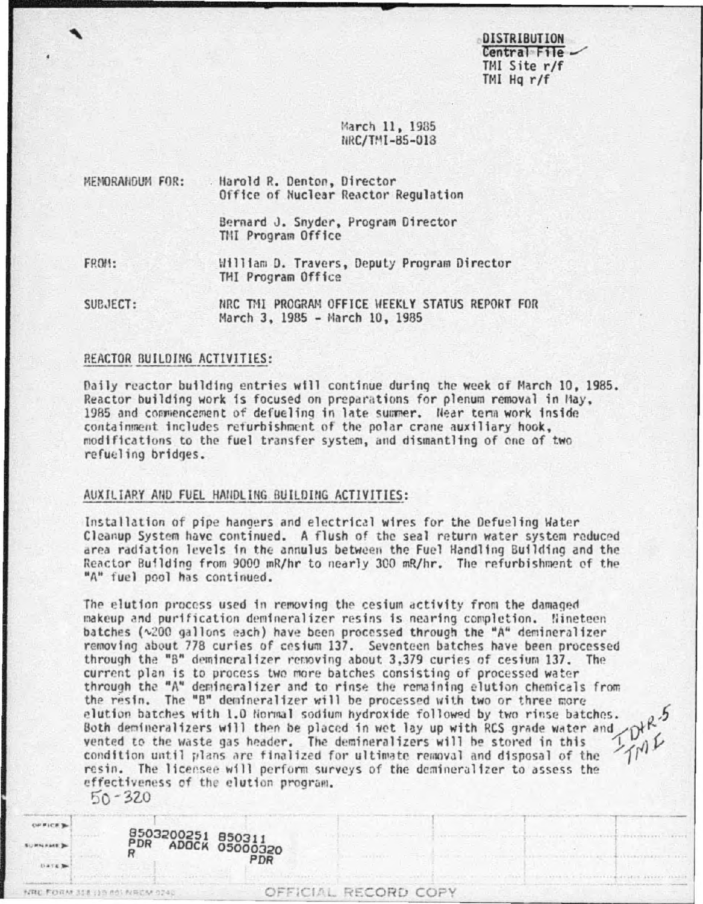DISTRIBUTION
Central File
TMI Site r/f
TMI Hq r/f

March 11, 1985
NRC/TMI-85-018

MEMORANDUM FOR: Harold R. Denton, Director
Office of Nuclear Reactor Regulation

Bernard J. Snyder, Program Director
TMI Program Office

FROM: William D. Travers, Deputy Program Director
TMI Program Office

SUBJECT: NRC TMI PROGRAM OFFICE WEEKLY STATUS REPORT FOR
March 3, 1985 - March 10, 1985

## REACTOR BUILDING ACTIVITIES:

Daily reactor building entries will continue during the week of March 10, 1985. Reactor building work is focused on preparations for plenum removal in May, 1985 and commencement of defueling in late summer. Near term work inside containment includes refurbishment of the polar crane auxiliary hook, modifications to the fuel transfer system, and dismantling of one of two refueling bridges.

## AUXILIARY AND FUEL HANDLING BUILDING ACTIVITIES:

Installation of pipe hangers and electrical wires for the Defueling Water Cleanup System have continued. A flush of the seal return water system reduced area radiation levels in the annulus between the Fuel Handling Building and the Reactor Building from 9000 mR/hr to nearly 300 mR/hr. The refurbishment of the "A" fuel pool has continued.

The elution process used in removing the cesium activity from the damaged makeup and purification demineralizer resins is nearing completion. Nineteen batches (~200 gallons each) have been processed through the "A" demineralizer removing about 778 curies of cesium 137. Seventeen batches have been processed through the "B" demineralizer removing about 3,379 curies of cesium 137. The current plan is to process two more batches consisting of processed water through the "A" demineralizer and to rinse the remaining elution chemicals from the resin. The "B" demineralizer will be processed with two or three more elution batches with 1.0 Normal sodium hydroxide followed by two rinse batches. Both demineralizers will then be placed in wet lay up with RCS grade water and vented to the waste gas header. The demineralizers will be stored in this condition until plans are finalized for ultimate removal and disposal of the resin. The licensee will perform surveys of the demineralizer to assess the effectiveness of the elution program.

50-320

8503200251 850311
PDR ADOCK 05000320
R PDR

OFFICIAL RECORD COPY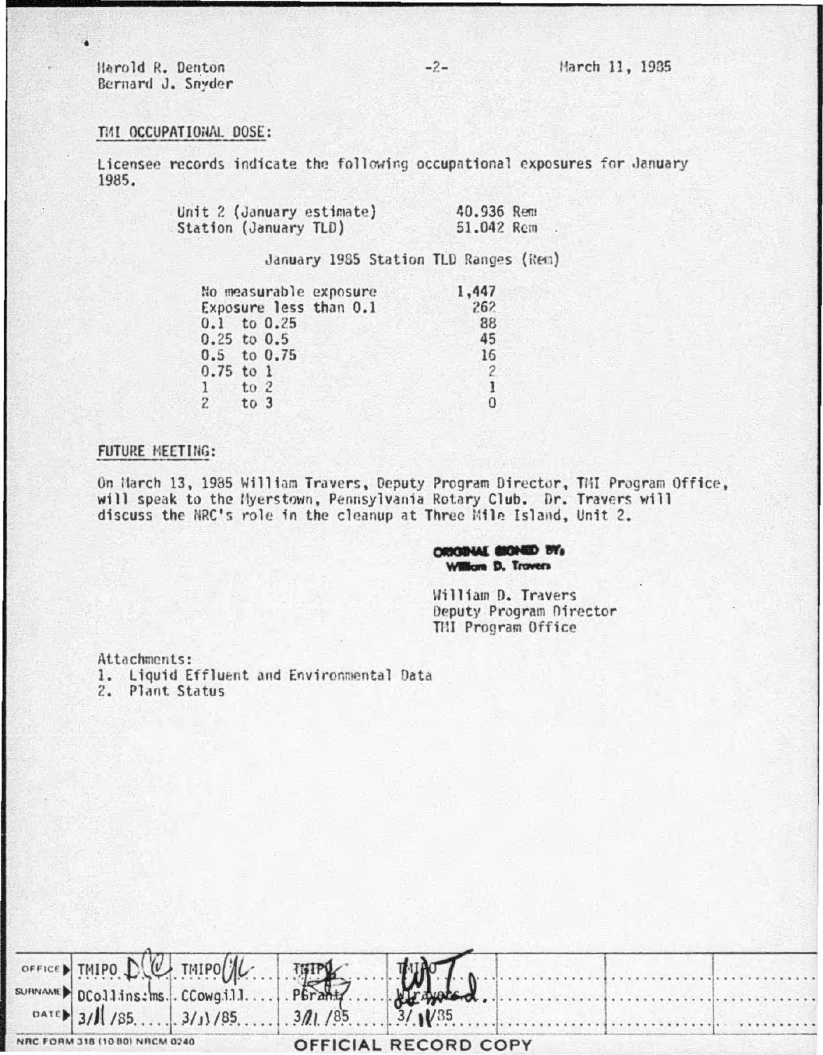Harold R. Denton
Bernard J. Snyder

March 11, 1985

## TMI OCCUPATIONAL DOSE:

Licensee records indicate the following occupational exposures for January 1985.

| | |
|---|---|
| Unit 2 (January estimate) | 40.936 Rem |
| Station (January TLD) | 51.042 Rem |

January 1985 Station TLD Ranges (Rem)

| | |
|---|---|
| No measurable exposure | 1,447 |
| Exposure less than 0.1 | 262 |
| 0.1 to 0.25 | 88 |
| 0.25 to 0.5 | 45 |
| 0.5 to 0.75 | 16 |
| 0.75 to 1 | 2 |
| 1 to 2 | 1 |
| 2 to 3 | 0 |

## FUTURE MEETING:

On March 13, 1985 William Travers, Deputy Program Director, TMI Program Office, will speak to the Myerstown, Pennsylvania Rotary Club. Dr. Travers will discuss the NRC's role in the cleanup at Three Mile Island, Unit 2.

ORIGINAL SIGNED BY,
William D. Travers

William D. Travers
Deputy Program Director
TMI Program Office

Attachments:
1. Liquid Effluent and Environmental Data
2. Plant Status

| OFFICE | TMIPO | TMIPO | TMIPO | TMIPO | | | |
|---|---|---|---|---|---|---|---|
| SURNAME | DCollins:ms | CCowgill | PGrant | WTravers | | | |
| DATE | 3/11/85 | 3/11/85 | 3/11/85 | 3/11/85 | | | |

NRC FORM 318 (10 80) NRCM 0240

OFFICIAL RECORD COPY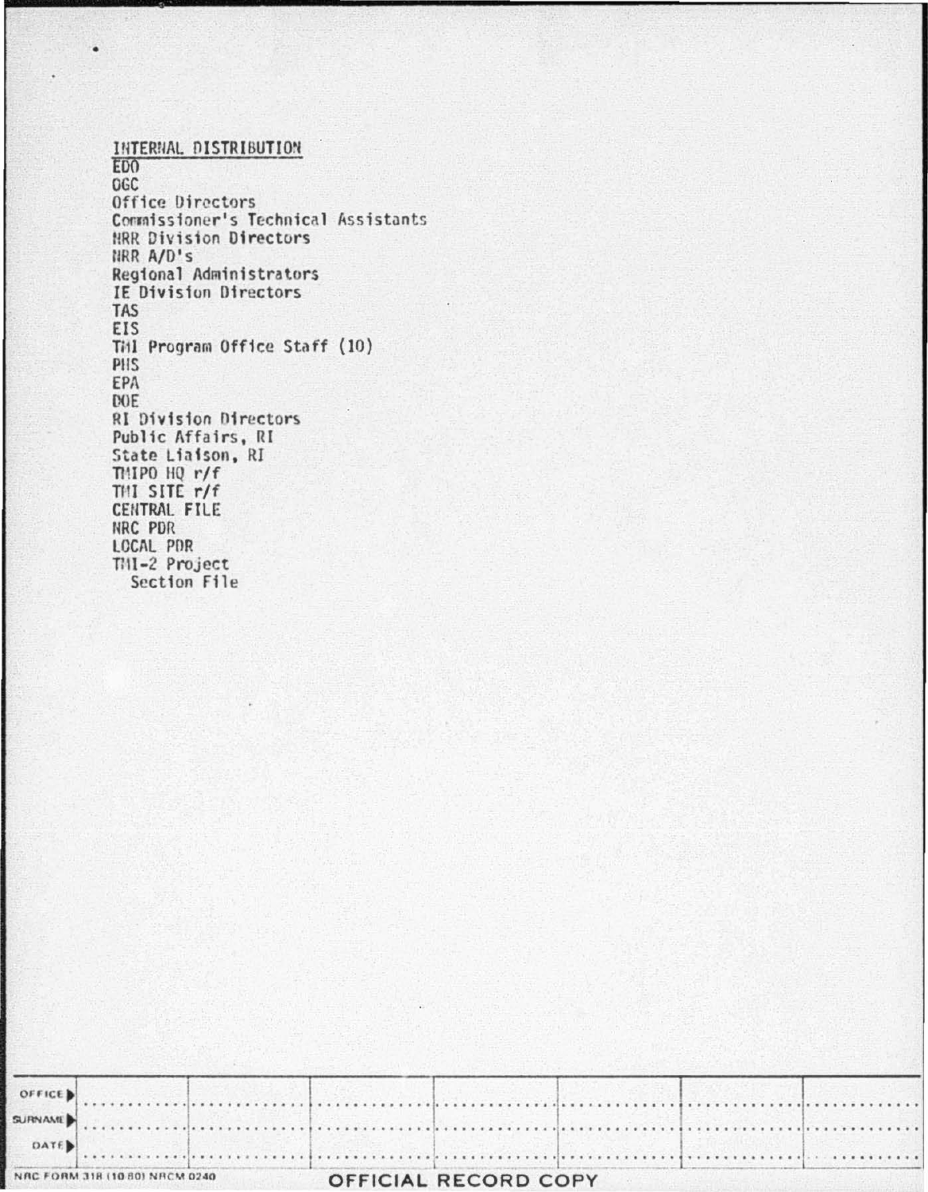INTERNAL DISTRIBUTION
EDO
OGC
Office Directors
Commissioner's Technical Assistants
NRR Division Directors
NRR A/D's
Regional Administrators
IE Division Directors
TAS
EIS
TMI Program Office Staff (10)
PHS
EPA
DOE
RI Division Directors
Public Affairs, RI
State Liaison, RI
TMIPO HQ r/f
TMI SITE r/f
CENTRAL FILE
NRC PDR
LOCAL PDR
TMI-2 Project
  Section File

| OFFICE ▶ | | | | | | | |
|---|---|---|---|---|---|---|---|
| SURNAME ▶ | | | | | | | |
| DATE ▶ | | | | | | | |

NRC FORM 318 (10 80) NRCM 0240

OFFICIAL RECORD COPY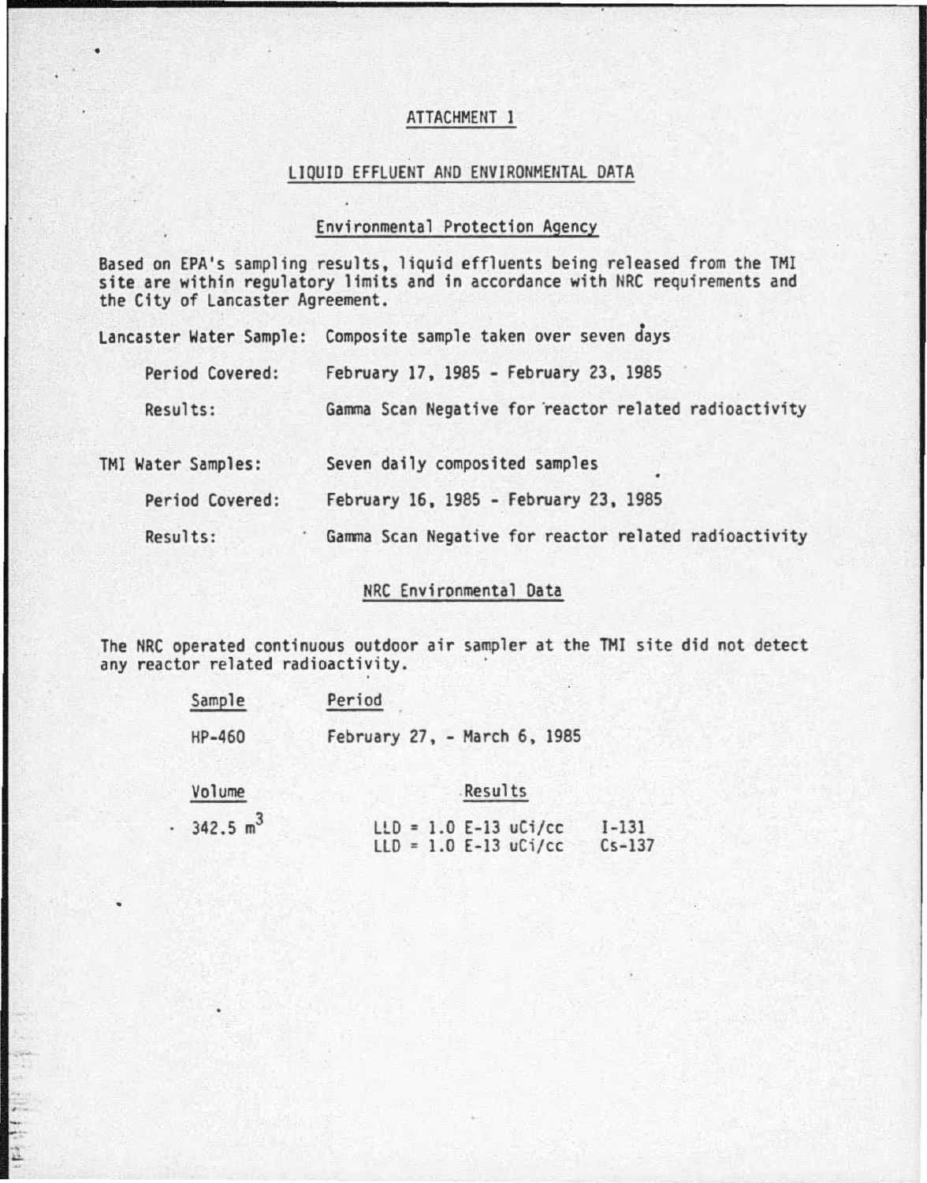# ATTACHMENT 1

## LIQUID EFFLUENT AND ENVIRONMENTAL DATA

### Environmental Protection Agency

Based on EPA's sampling results, liquid effluents being released from the TMI site are within regulatory limits and in accordance with NRC requirements and the City of Lancaster Agreement.

Lancaster Water Sample: Composite sample taken over seven days

Period Covered: February 17, 1985 - February 23, 1985

Results: Gamma Scan Negative for reactor related radioactivity

TMI Water Samples: Seven daily composited samples

Period Covered: February 16, 1985 - February 23, 1985

Results: Gamma Scan Negative for reactor related radioactivity

### NRC Environmental Data

The NRC operated continuous outdoor air sampler at the TMI site did not detect any reactor related radioactivity.

| Sample | Period |
|---|---|
| HP-460 | February 27, - March 6, 1985 |

| Volume | Results | |
|---|---|---|
| 342.5 $m^3$ | LLD = 1.0 E-13 uCi/cc | I-131 |
| | LLD = 1.0 E-13 uCi/cc | Cs-137 |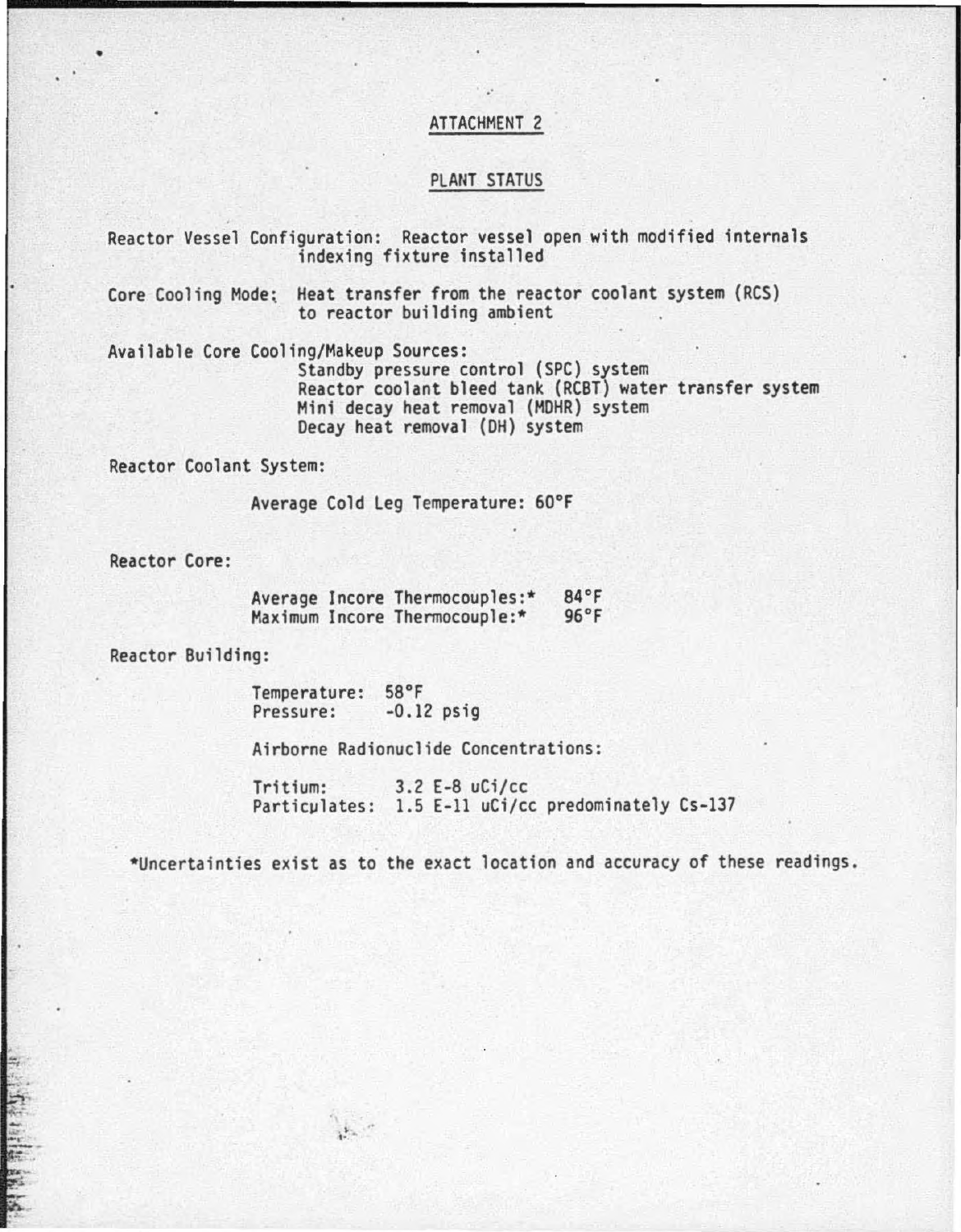## ATTACHMENT 2

## PLANT STATUS

Reactor Vessel Configuration: Reactor vessel open with modified internals indexing fixture installed

Core Cooling Mode: Heat transfer from the reactor coolant system (RCS) to reactor building ambient

Available Core Cooling/Makeup Sources:

- Standby pressure control (SPC) system
- Reactor coolant bleed tank (RCBT) water transfer system
- Mini decay heat removal (MDHR) system
- Decay heat removal (DH) system

Reactor Coolant System:

Average Cold Leg Temperature: 60°F

Reactor Core:

Average Incore Thermocouples:* 84°F
Maximum Incore Thermocouple:* 96°F

Reactor Building:

Temperature: 58°F
Pressure: -0.12 psig

Airborne Radionuclide Concentrations:

Tritium: 3.2 E-8 uCi/cc
Particulates: 1.5 E-11 uCi/cc predominately Cs-137

*Uncertainties exist as to the exact location and accuracy of these readings.